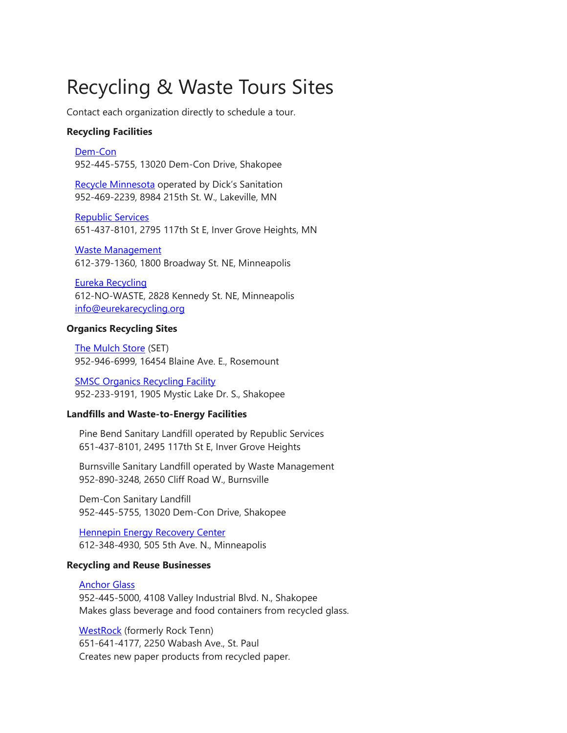# Recycling & Waste Tours Sites

Contact each organization directly to schedule a tour.

**Recycling Facilities**

Dem-Con
952-445-5755, 13020 Dem-Con Drive, Shakopee

Recycle Minnesota operated by Dick's Sanitation
952-469-2239, 8984 215th St. W., Lakeville, MN

Republic Services
651-437-8101, 2795 117th St E, Inver Grove Heights, MN

Waste Management
612-379-1360, 1800 Broadway St. NE, Minneapolis

Eureka Recycling
612-NO-WASTE, 2828 Kennedy St. NE, Minneapolis
info@eurekarecycling.org

**Organics Recycling Sites**

The Mulch Store (SET)
952-946-6999, 16454 Blaine Ave. E., Rosemount

SMSC Organics Recycling Facility
952-233-9191, 1905 Mystic Lake Dr. S., Shakopee

**Landfills and Waste-to-Energy Facilities**

Pine Bend Sanitary Landfill operated by Republic Services
651-437-8101, 2495 117th St E, Inver Grove Heights

Burnsville Sanitary Landfill operated by Waste Management
952-890-3248, 2650 Cliff Road W., Burnsville

Dem-Con Sanitary Landfill
952-445-5755, 13020 Dem-Con Drive, Shakopee

Hennepin Energy Recovery Center
612-348-4930, 505 5th Ave. N., Minneapolis

**Recycling and Reuse Businesses**

Anchor Glass
952-445-5000, 4108 Valley Industrial Blvd. N., Shakopee
Makes glass beverage and food containers from recycled glass.

WestRock (formerly Rock Tenn)
651-641-4177, 2250 Wabash Ave., St. Paul
Creates new paper products from recycled paper.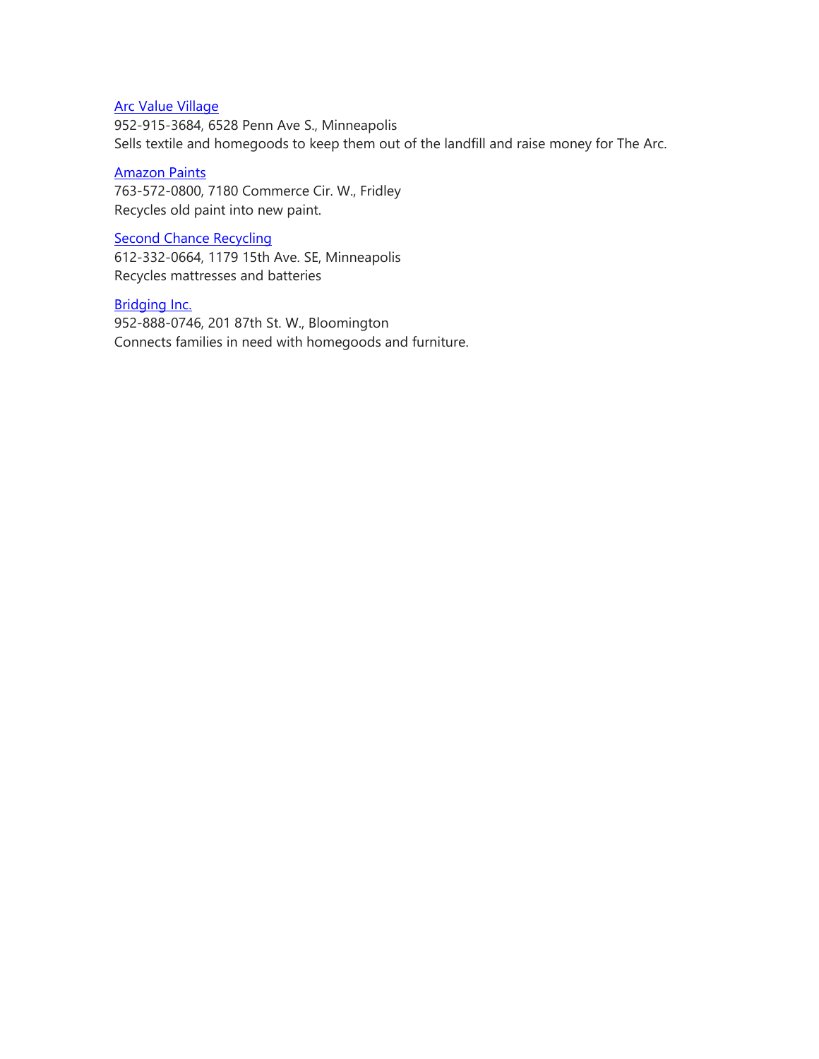Arc Value Village
952-915-3684, 6528 Penn Ave S., Minneapolis
Sells textile and homegoods to keep them out of the landfill and raise money for The Arc.

Amazon Paints
763-572-0800, 7180 Commerce Cir. W., Fridley
Recycles old paint into new paint.

Second Chance Recycling
612-332-0664, 1179 15th Ave. SE, Minneapolis
Recycles mattresses and batteries

Bridging Inc.
952-888-0746, 201 87th St. W., Bloomington
Connects families in need with homegoods and furniture.